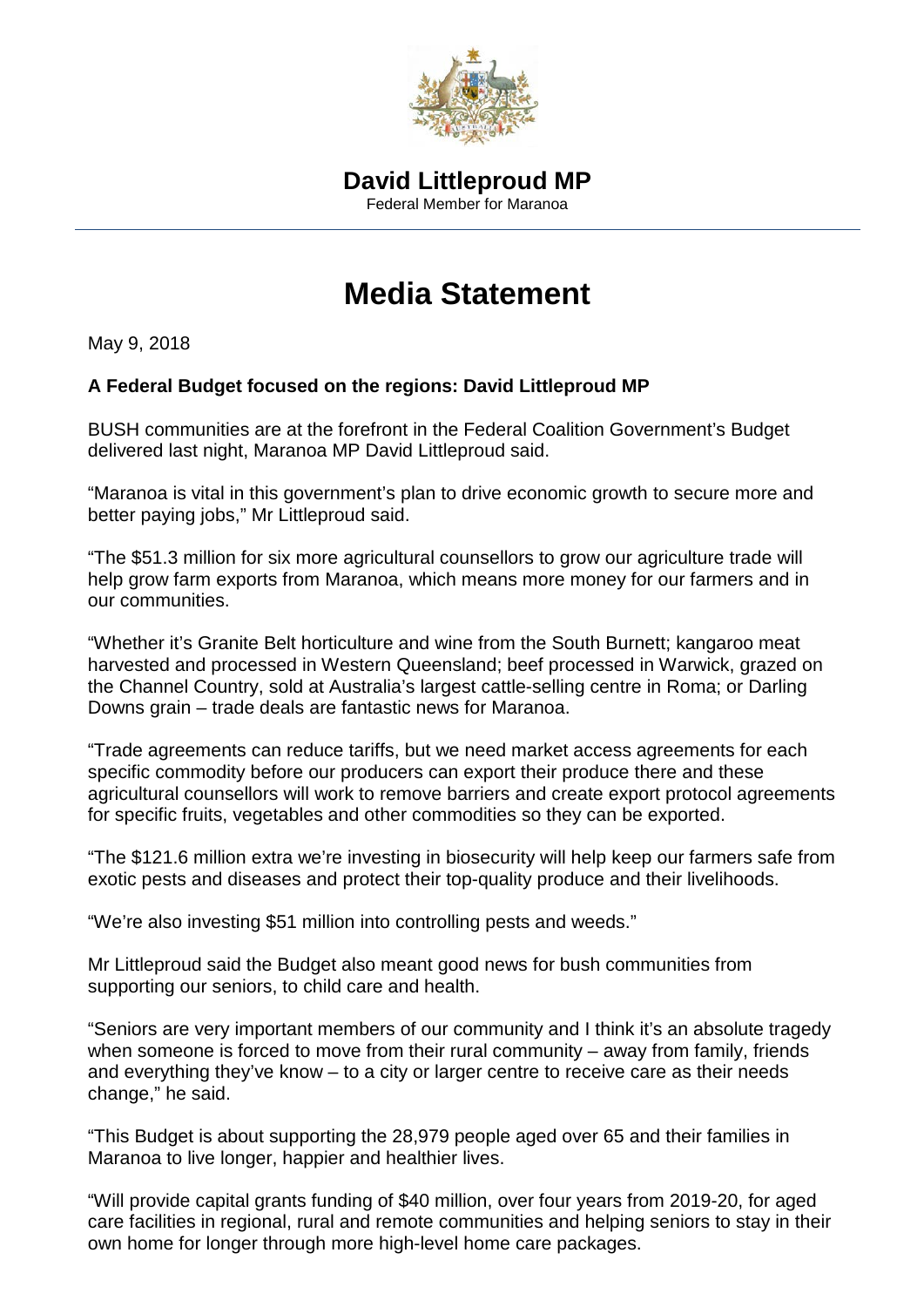**David Littleproud MP**
Federal Member for Maranoa

# Media Statement

May 9, 2018

**A Federal Budget focused on the regions: David Littleproud MP**

BUSH communities are at the forefront in the Federal Coalition Government's Budget delivered last night, Maranoa MP David Littleproud said.

"Maranoa is vital in this government's plan to drive economic growth to secure more and better paying jobs," Mr Littleproud said.

"The $51.3 million for six more agricultural counsellors to grow our agriculture trade will help grow farm exports from Maranoa, which means more money for our farmers and in our communities.

"Whether it's Granite Belt horticulture and wine from the South Burnett; kangaroo meat harvested and processed in Western Queensland; beef processed in Warwick, grazed on the Channel Country, sold at Australia's largest cattle-selling centre in Roma; or Darling Downs grain – trade deals are fantastic news for Maranoa.

"Trade agreements can reduce tariffs, but we need market access agreements for each specific commodity before our producers can export their produce there and these agricultural counsellors will work to remove barriers and create export protocol agreements for specific fruits, vegetables and other commodities so they can be exported.

"The $121.6 million extra we're investing in biosecurity will help keep our farmers safe from exotic pests and diseases and protect their top-quality produce and their livelihoods.

"We're also investing $51 million into controlling pests and weeds."

Mr Littleproud said the Budget also meant good news for bush communities from supporting our seniors, to child care and health.

"Seniors are very important members of our community and I think it's an absolute tragedy when someone is forced to move from their rural community – away from family, friends and everything they've know – to a city or larger centre to receive care as their needs change," he said.

"This Budget is about supporting the 28,979 people aged over 65 and their families in Maranoa to live longer, happier and healthier lives.

"Will provide capital grants funding of $40 million, over four years from 2019-20, for aged care facilities in regional, rural and remote communities and helping seniors to stay in their own home for longer through more high-level home care packages.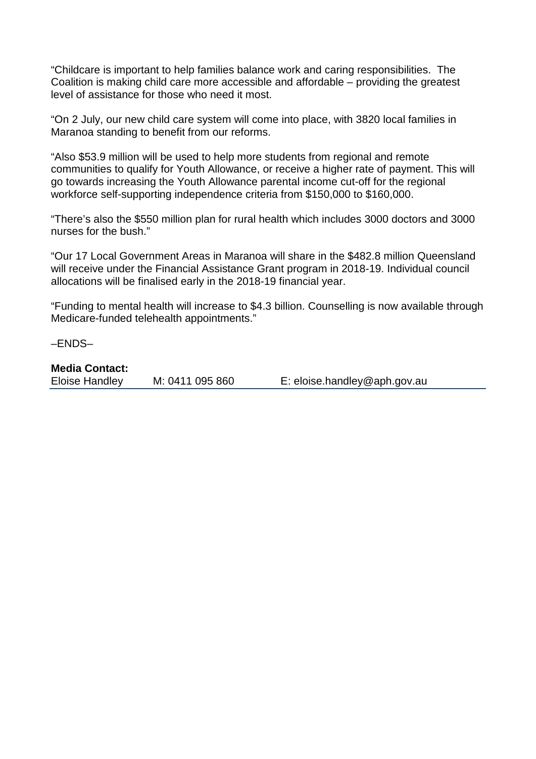"Childcare is important to help families balance work and caring responsibilities. The Coalition is making child care more accessible and affordable – providing the greatest level of assistance for those who need it most.

"On 2 July, our new child care system will come into place, with 3820 local families in Maranoa standing to benefit from our reforms.

"Also $53.9 million will be used to help more students from regional and remote communities to qualify for Youth Allowance, or receive a higher rate of payment. This will go towards increasing the Youth Allowance parental income cut-off for the regional workforce self-supporting independence criteria from $150,000 to $160,000.

"There's also the $550 million plan for rural health which includes 3000 doctors and 3000 nurses for the bush."

"Our 17 Local Government Areas in Maranoa will share in the $482.8 million Queensland will receive under the Financial Assistance Grant program in 2018-19. Individual council allocations will be finalised early in the 2018-19 financial year.

"Funding to mental health will increase to $4.3 billion. Counselling is now available through Medicare-funded telehealth appointments."

–ENDS–

**Media Contact:**
Eloise Handley M: 0411 095 860 E: eloise.handley@aph.gov.au